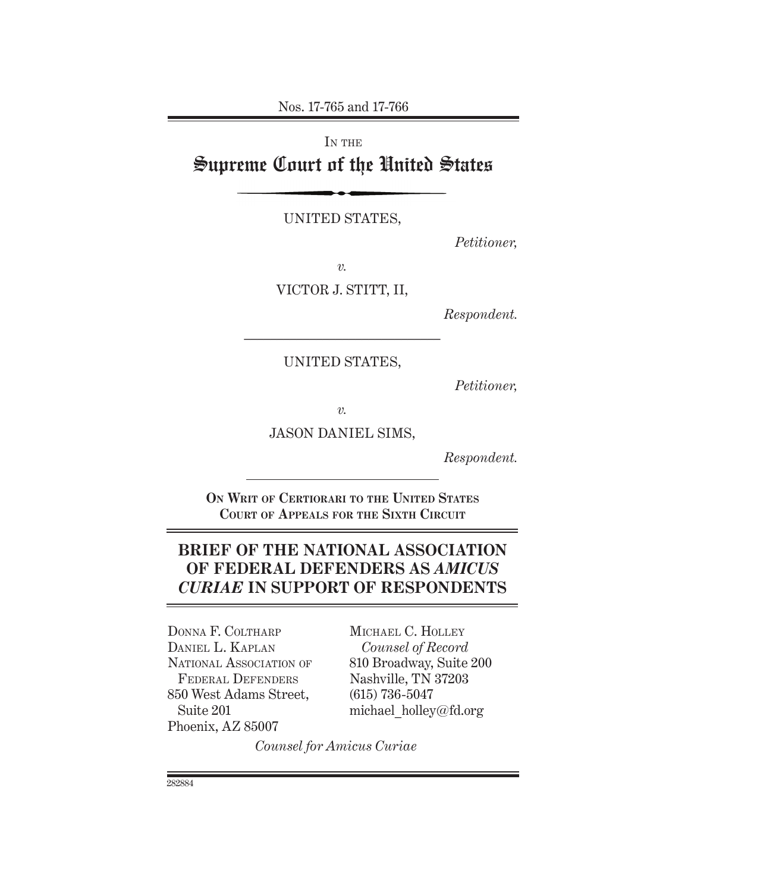Nos. 17-765 and 17-766

IN THE

# Supreme Court of the United States

UNITED STATES,

*Petitioner,*

*v.*

VICTOR J. STITT, II,

*Respondent.*

UNITED STATES,

*Petitioner,*

*v.*

JASON DANIEL SIMS,

*Respondent.*

**ON WRIT OF CERTIORARI TO THE UNITED STATES COURT OF APPEALS FOR THE SIXTH CIRCUIT**

## BRIEF OF THE NATIONAL ASSOCIATION OF FEDERAL DEFENDERS AS *AMICUS CURIAE* IN SUPPORT OF RESPONDENTS

DONNA F. COLTHARP
DANIEL L. KAPLAN
NATIONAL ASSOCIATION OF FEDERAL DEFENDERS
850 West Adams Street, Suite 201
Phoenix, AZ 85007

MICHAEL C. HOLLEY
*Counsel of Record*
810 Broadway, Suite 200
Nashville, TN 37203
(615) 736-5047
michael_holley@fd.org

*Counsel for Amicus Curiae*

282884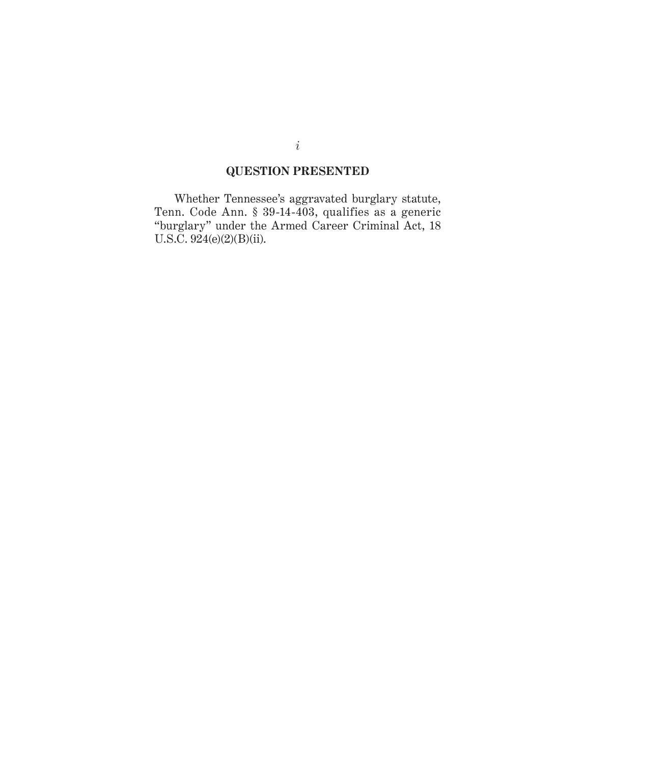## QUESTION PRESENTED

Whether Tennessee's aggravated burglary statute, Tenn. Code Ann. § 39-14-403, qualifies as a generic "burglary" under the Armed Career Criminal Act, 18 U.S.C. 924(e)(2)(B)(ii).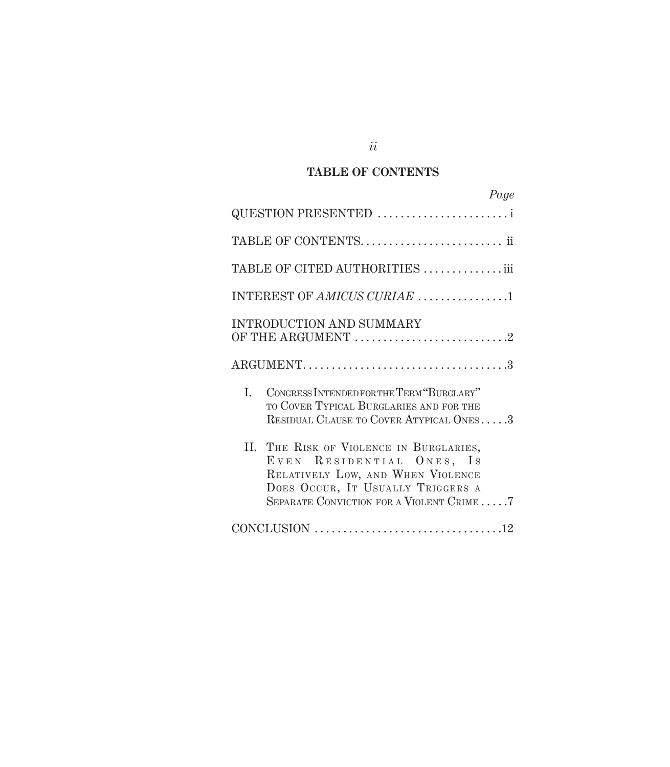# TABLE OF CONTENTS

| | Page |
|---|---|
| QUESTION PRESENTED | i |
| TABLE OF CONTENTS | ii |
| TABLE OF CITED AUTHORITIES | iii |
| INTEREST OF *AMICUS CURIAE* | 1 |
| INTRODUCTION AND SUMMARY OF THE ARGUMENT | 2 |
| ARGUMENT | 3 |
| I. Congress Intended for the Term "Burglary" to Cover Typical Burglaries and for the Residual Clause to Cover Atypical Ones | 3 |
| II. The Risk of Violence in Burglaries, Even Residential Ones, Is Relatively Low, and When Violence Does Occur, It Usually Triggers a Separate Conviction for a Violent Crime | 7 |
| CONCLUSION | 12 |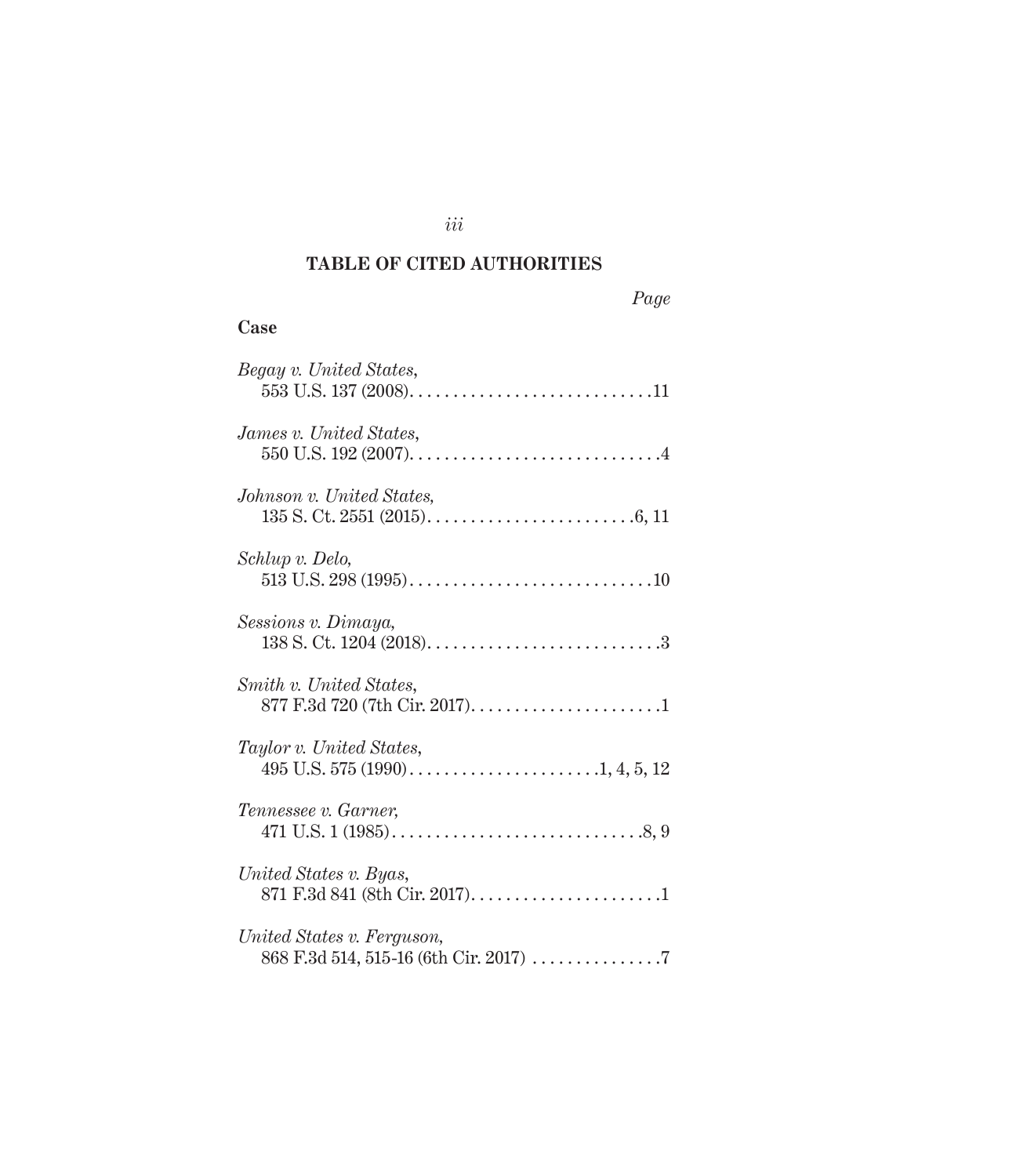## TABLE OF CITED AUTHORITIES

*Page*

**Case**

*Begay v. United States*,
553 U.S. 137 (2008). . . . . . . . . . . . . . . . . . . . . . . . . . . .11

*James v. United States*,
550 U.S. 192 (2007). . . . . . . . . . . . . . . . . . . . . . . . . . . . .4

*Johnson v. United States*,
135 S. Ct. 2551 (2015). . . . . . . . . . . . . . . . . . . . . . . . .6, 11

*Schlup v. Delo*,
513 U.S. 298 (1995). . . . . . . . . . . . . . . . . . . . . . . . . . . .10

*Sessions v. Dimaya*,
138 S. Ct. 1204 (2018). . . . . . . . . . . . . . . . . . . . . . . . . . .3

*Smith v. United States*,
877 F.3d 720 (7th Cir. 2017). . . . . . . . . . . . . . . . . . . . . .1

*Taylor v. United States*,
495 U.S. 575 (1990). . . . . . . . . . . . . . . . . . . . . .1, 4, 5, 12

*Tennessee v. Garner*,
471 U.S. 1 (1985). . . . . . . . . . . . . . . . . . . . . . . . . . . . .8, 9

*United States v. Byas*,
871 F.3d 841 (8th Cir. 2017). . . . . . . . . . . . . . . . . . . . . .1

*United States v. Ferguson*,
868 F.3d 514, 515-16 (6th Cir. 2017) . . . . . . . . . . . . . . .7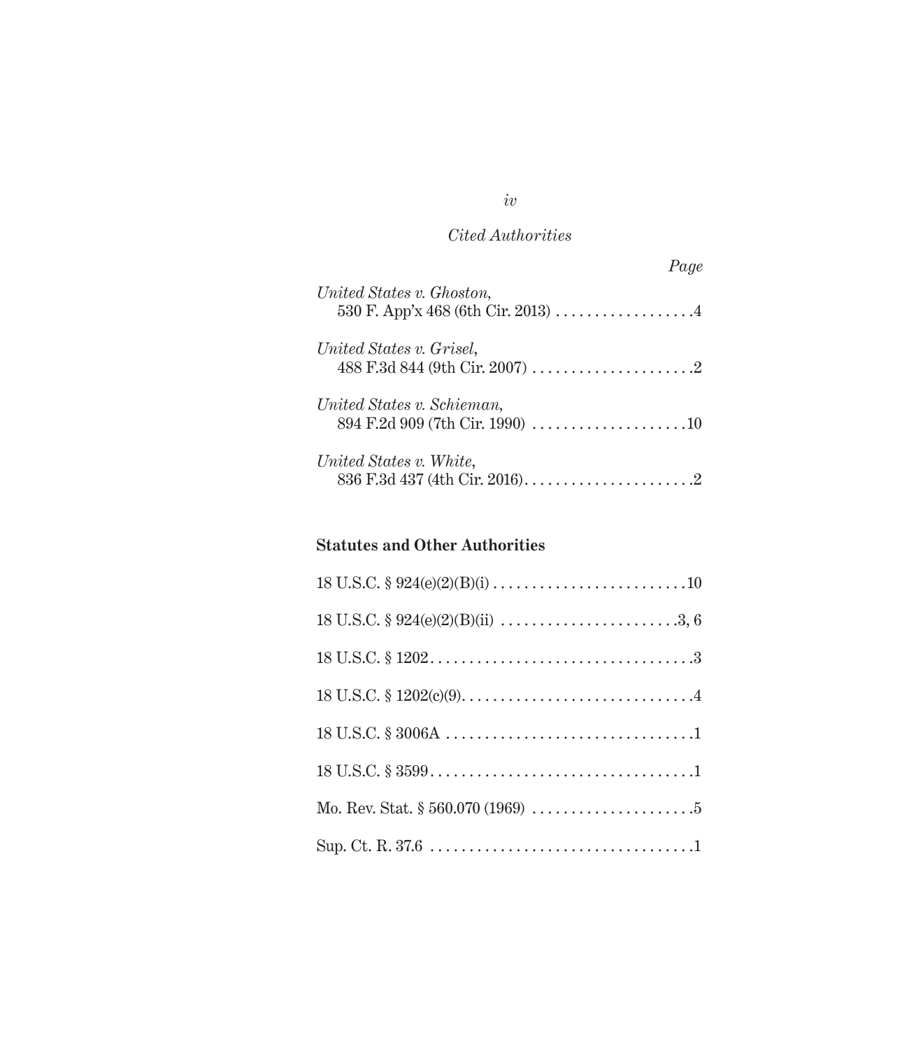*Cited Authorities*

| | Page |
|---|---|
| *United States v. Ghoston*, 530 F. App'x 468 (6th Cir. 2013) | 4 |
| *United States v. Grisel*, 488 F.3d 844 (9th Cir. 2007) | 2 |
| *United States v. Schieman*, 894 F.2d 909 (7th Cir. 1990) | 10 |
| *United States v. White*, 836 F.3d 437 (4th Cir. 2016) | 2 |

**Statutes and Other Authorities**

| | |
|---|---|
| 18 U.S.C. § 924(e)(2)(B)(i) | 10 |
| 18 U.S.C. § 924(e)(2)(B)(ii) | 3, 6 |
| 18 U.S.C. § 1202 | 3 |
| 18 U.S.C. § 1202(c)(9) | 4 |
| 18 U.S.C. § 3006A | 1 |
| 18 U.S.C. § 3599 | 1 |
| Mo. Rev. Stat. § 560.070 (1969) | 5 |
| Sup. Ct. R. 37.6 | 1 |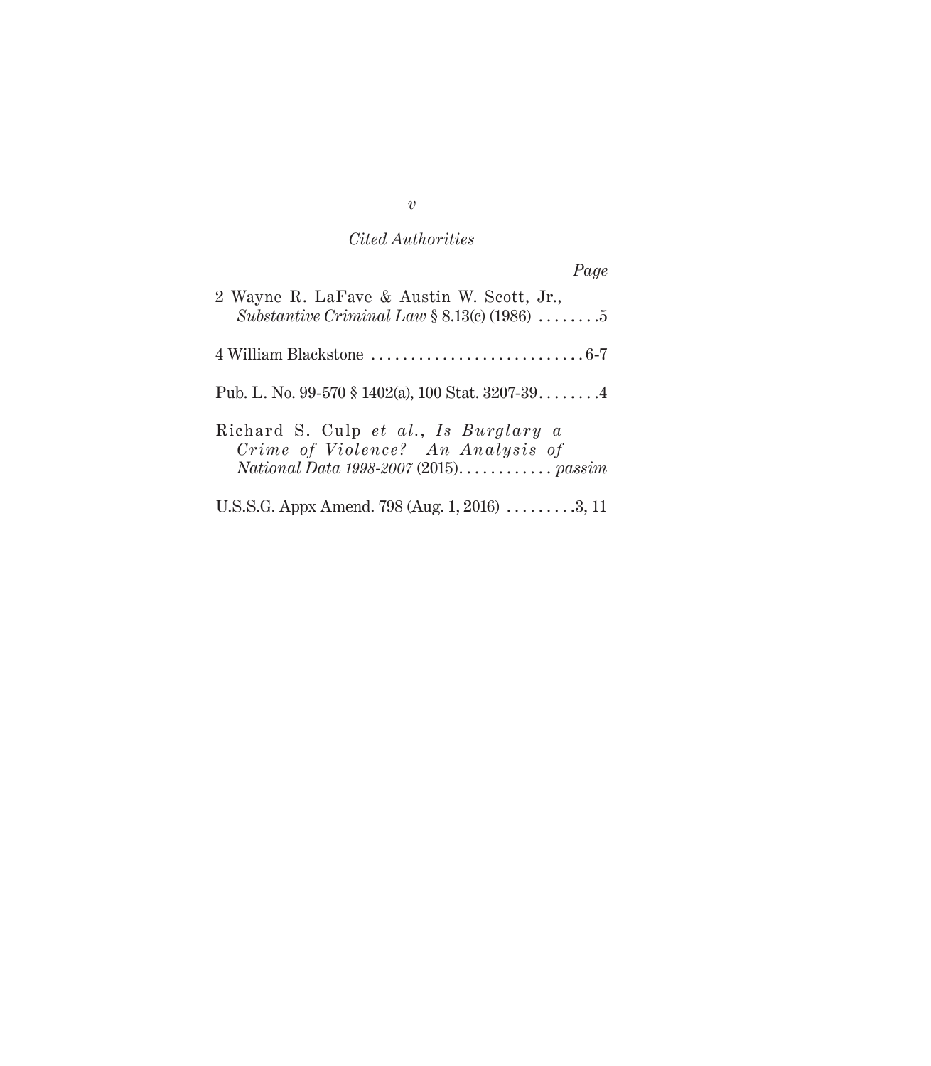*Cited Authorities*

*Page*

2 Wayne R. LaFave & Austin W. Scott, Jr., *Substantive Criminal Law* § 8.13(c) (1986) . . . . . . . .5

4 William Blackstone . . . . . . . . . . . . . . . . . . . . . . . . . . . 6-7

Pub. L. No. 99-570 § 1402(a), 100 Stat. 3207-39. . . . . . . .4

Richard S. Culp *et al.*, *Is Burglary a Crime of Violence? An Analysis of National Data 1998-2007* (2015). . . . . . . . . . . . *passim*

U.S.S.G. Appx Amend. 798 (Aug. 1, 2016) . . . . . . . . .3, 11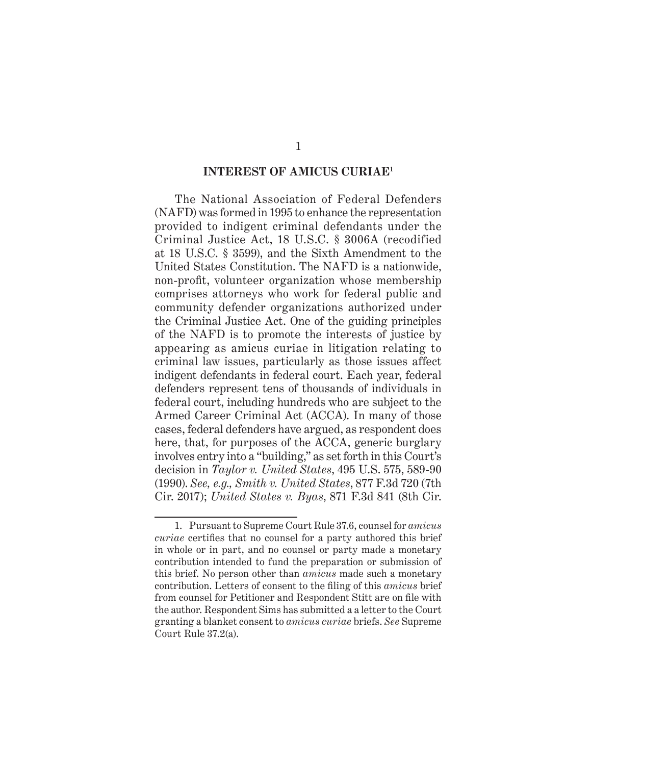## INTEREST OF AMICUS CURIAE[1]

The National Association of Federal Defenders (NAFD) was formed in 1995 to enhance the representation provided to indigent criminal defendants under the Criminal Justice Act, 18 U.S.C. § 3006A (recodified at 18 U.S.C. § 3599), and the Sixth Amendment to the United States Constitution. The NAFD is a nationwide, non-profit, volunteer organization whose membership comprises attorneys who work for federal public and community defender organizations authorized under the Criminal Justice Act. One of the guiding principles of the NAFD is to promote the interests of justice by appearing as amicus curiae in litigation relating to criminal law issues, particularly as those issues affect indigent defendants in federal court. Each year, federal defenders represent tens of thousands of individuals in federal court, including hundreds who are subject to the Armed Career Criminal Act (ACCA). In many of those cases, federal defenders have argued, as respondent does here, that, for purposes of the ACCA, generic burglary involves entry into a "building," as set forth in this Court's decision in *Taylor v. United States*, 495 U.S. 575, 589-90 (1990). *See, e.g., Smith v. United States*, 877 F.3d 720 (7th Cir. 2017); *United States v. Byas*, 871 F.3d 841 (8th Cir.

---

1. Pursuant to Supreme Court Rule 37.6, counsel for *amicus curiae* certifies that no counsel for a party authored this brief in whole or in part, and no counsel or party made a monetary contribution intended to fund the preparation or submission of this brief. No person other than *amicus* made such a monetary contribution. Letters of consent to the filing of this *amicus* brief from counsel for Petitioner and Respondent Stitt are on file with the author. Respondent Sims has submitted a a letter to the Court granting a blanket consent to *amicus curiae* briefs. *See* Supreme Court Rule 37.2(a).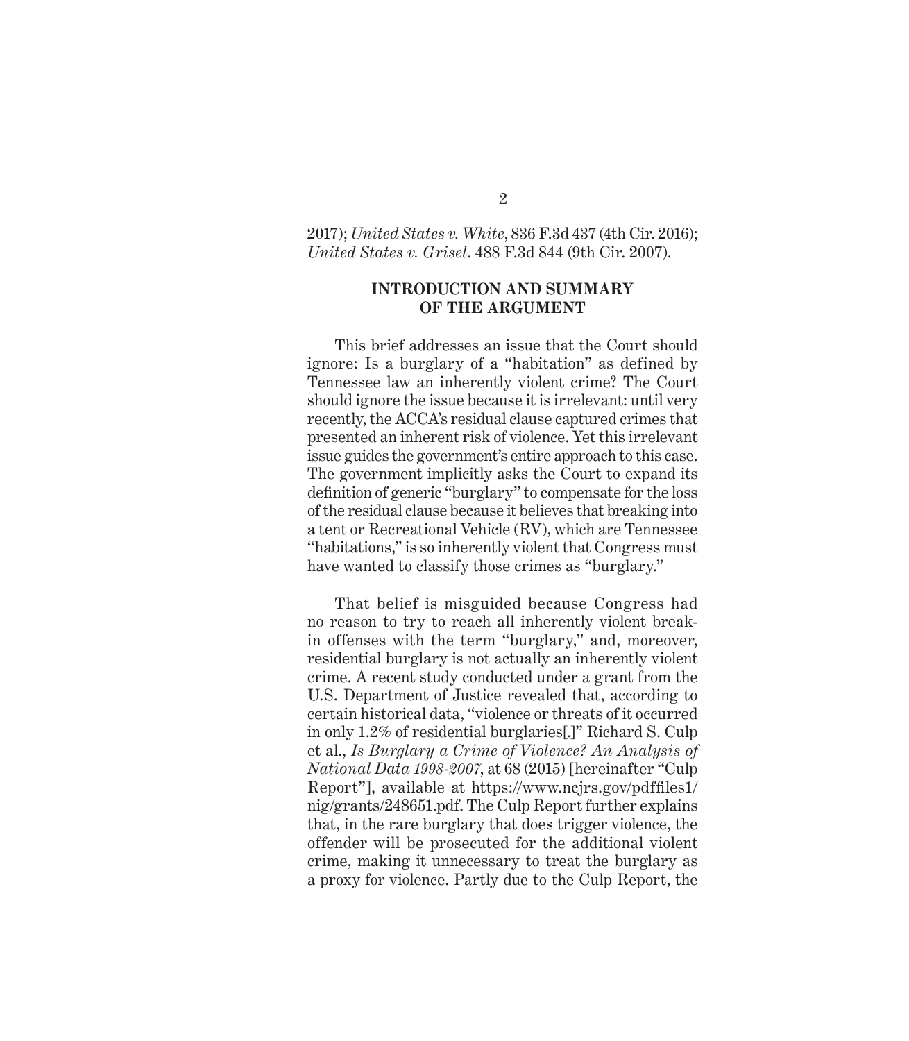2017); *United States v. White*, 836 F.3d 437 (4th Cir. 2016); *United States v. Grisel*. 488 F.3d 844 (9th Cir. 2007).

## INTRODUCTION AND SUMMARY OF THE ARGUMENT

This brief addresses an issue that the Court should ignore: Is a burglary of a "habitation" as defined by Tennessee law an inherently violent crime? The Court should ignore the issue because it is irrelevant: until very recently, the ACCA's residual clause captured crimes that presented an inherent risk of violence. Yet this irrelevant issue guides the government's entire approach to this case. The government implicitly asks the Court to expand its definition of generic "burglary" to compensate for the loss of the residual clause because it believes that breaking into a tent or Recreational Vehicle (RV), which are Tennessee "habitations," is so inherently violent that Congress must have wanted to classify those crimes as "burglary."

That belief is misguided because Congress had no reason to try to reach all inherently violent break-in offenses with the term "burglary," and, moreover, residential burglary is not actually an inherently violent crime. A recent study conducted under a grant from the U.S. Department of Justice revealed that, according to certain historical data, "violence or threats of it occurred in only 1.2% of residential burglaries[.]" Richard S. Culp et al., *Is Burglary a Crime of Violence? An Analysis of National Data 1998-2007*, at 68 (2015) [hereinafter "Culp Report"], available at https://www.ncjrs.gov/pdffiles1/nig/grants/248651.pdf. The Culp Report further explains that, in the rare burglary that does trigger violence, the offender will be prosecuted for the additional violent crime, making it unnecessary to treat the burglary as a proxy for violence. Partly due to the Culp Report, the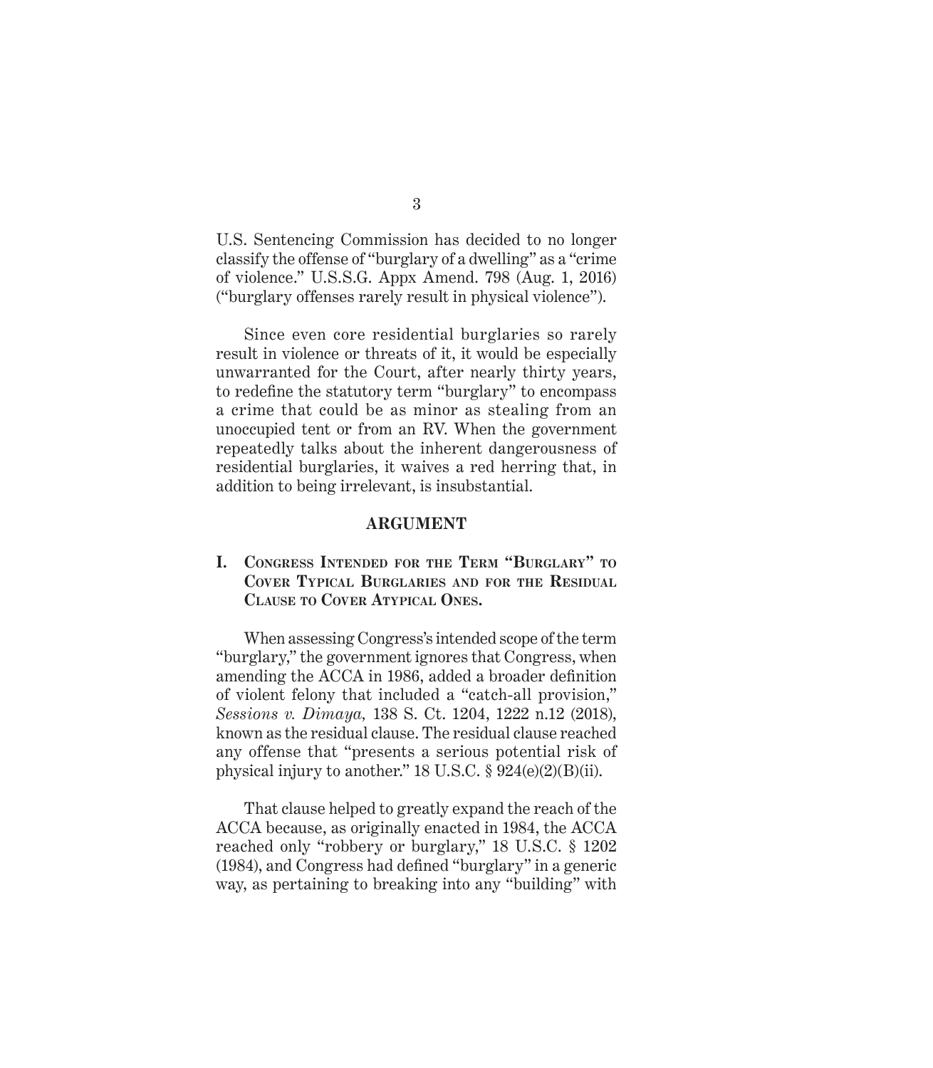U.S. Sentencing Commission has decided to no longer classify the offense of "burglary of a dwelling" as a "crime of violence." U.S.S.G. Appx Amend. 798 (Aug. 1, 2016) ("burglary offenses rarely result in physical violence").

Since even core residential burglaries so rarely result in violence or threats of it, it would be especially unwarranted for the Court, after nearly thirty years, to redefine the statutory term "burglary" to encompass a crime that could be as minor as stealing from an unoccupied tent or from an RV. When the government repeatedly talks about the inherent dangerousness of residential burglaries, it waives a red herring that, in addition to being irrelevant, is insubstantial.

## ARGUMENT

### I. Congress Intended for the Term "Burglary" to Cover Typical Burglaries and for the Residual Clause to Cover Atypical Ones.

When assessing Congress's intended scope of the term "burglary," the government ignores that Congress, when amending the ACCA in 1986, added a broader definition of violent felony that included a "catch-all provision," *Sessions v. Dimaya,* 138 S. Ct. 1204, 1222 n.12 (2018), known as the residual clause. The residual clause reached any offense that "presents a serious potential risk of physical injury to another." 18 U.S.C. § 924(e)(2)(B)(ii).

That clause helped to greatly expand the reach of the ACCA because, as originally enacted in 1984, the ACCA reached only "robbery or burglary," 18 U.S.C. § 1202 (1984), and Congress had defined "burglary" in a generic way, as pertaining to breaking into any "building" with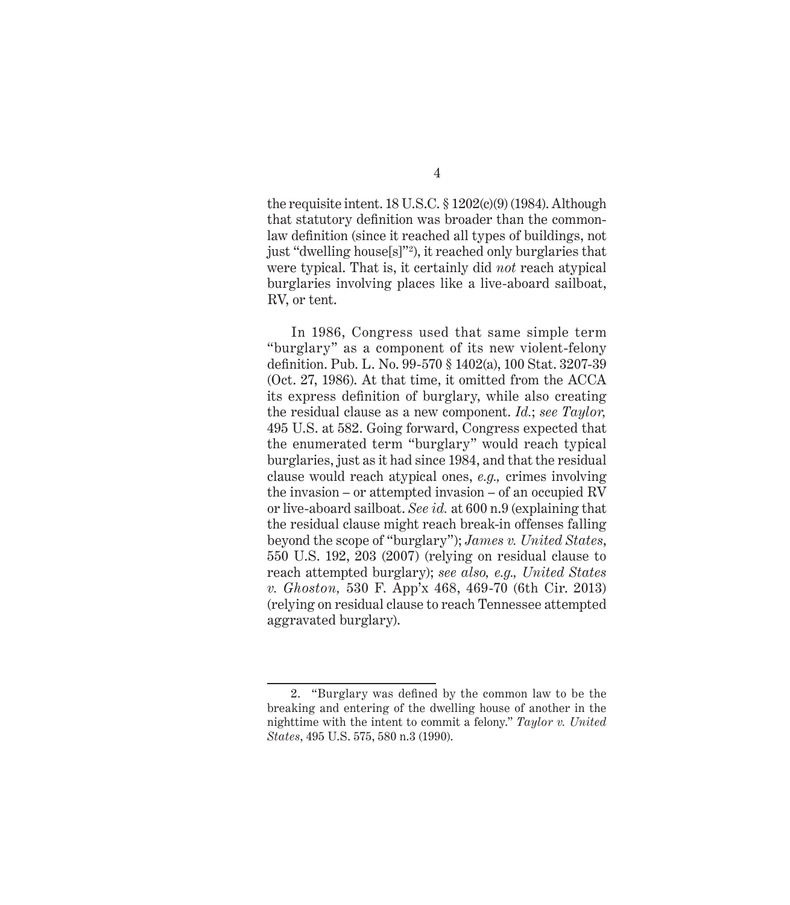the requisite intent. 18 U.S.C. § 1202(c)(9) (1984). Although that statutory definition was broader than the common-law definition (since it reached all types of buildings, not just "dwelling house[s]"[2]), it reached only burglaries that were typical. That is, it certainly did *not* reach atypical burglaries involving places like a live-aboard sailboat, RV, or tent.

In 1986, Congress used that same simple term "burglary" as a component of its new violent-felony definition. Pub. L. No. 99-570 § 1402(a), 100 Stat. 3207-39 (Oct. 27, 1986). At that time, it omitted from the ACCA its express definition of burglary, while also creating the residual clause as a new component. *Id.*; *see Taylor,* 495 U.S. at 582. Going forward, Congress expected that the enumerated term "burglary" would reach typical burglaries, just as it had since 1984, and that the residual clause would reach atypical ones, *e.g.,* crimes involving the invasion – or attempted invasion – of an occupied RV or live-aboard sailboat. *See id.* at 600 n.9 (explaining that the residual clause might reach break-in offenses falling beyond the scope of "burglary"); *James v. United States*, 550 U.S. 192, 203 (2007) (relying on residual clause to reach attempted burglary); *see also, e.g., United States v. Ghoston,* 530 F. App'x 468, 469-70 (6th Cir. 2013) (relying on residual clause to reach Tennessee attempted aggravated burglary).

---

2. "Burglary was defined by the common law to be the breaking and entering of the dwelling house of another in the nighttime with the intent to commit a felony." *Taylor v. United States*, 495 U.S. 575, 580 n.3 (1990).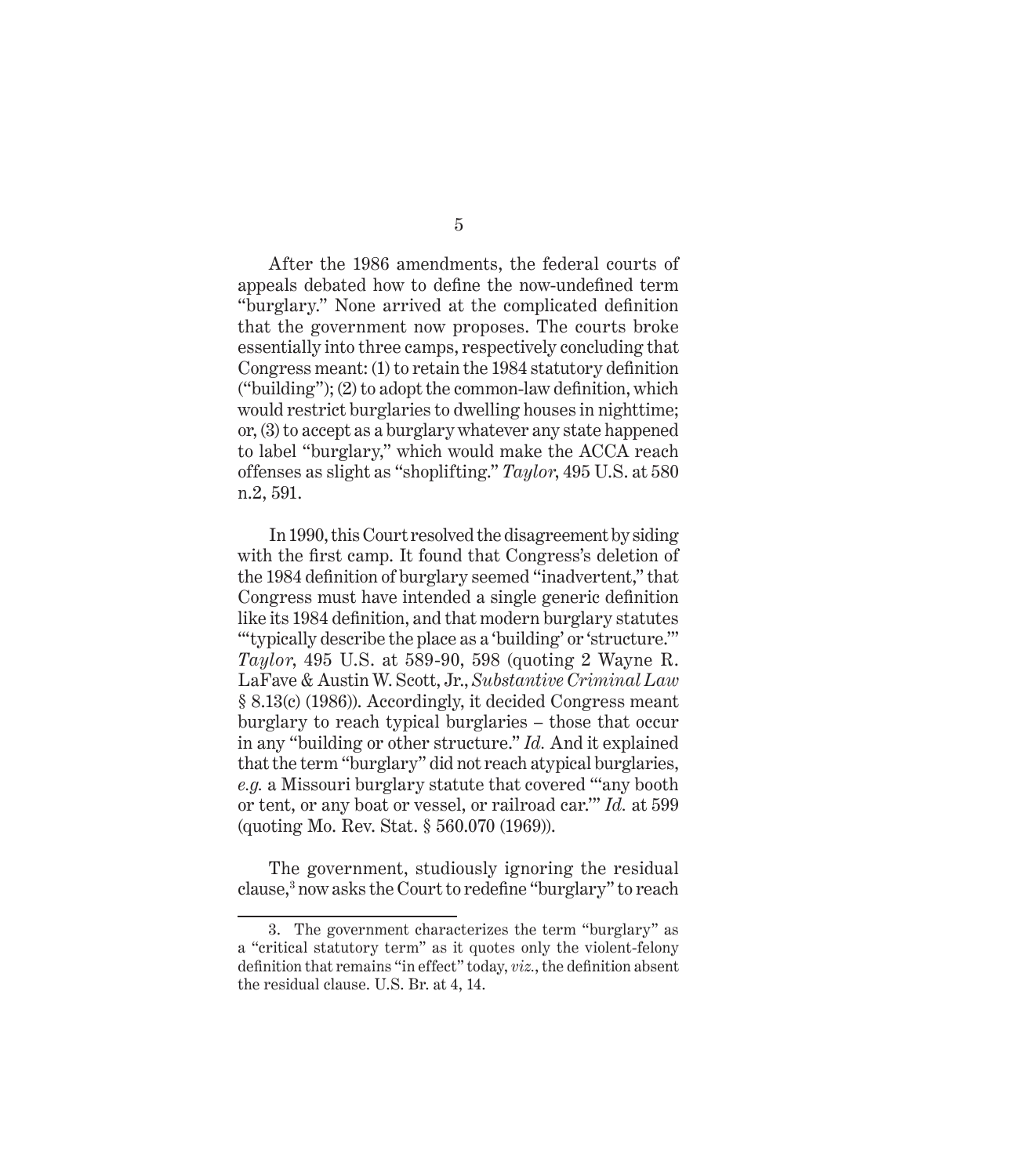After the 1986 amendments, the federal courts of appeals debated how to define the now-undefined term "burglary." None arrived at the complicated definition that the government now proposes. The courts broke essentially into three camps, respectively concluding that Congress meant: (1) to retain the 1984 statutory definition ("building"); (2) to adopt the common-law definition, which would restrict burglaries to dwelling houses in nighttime; or, (3) to accept as a burglary whatever any state happened to label "burglary," which would make the ACCA reach offenses as slight as "shoplifting." *Taylor*, 495 U.S. at 580 n.2, 591.

In 1990, this Court resolved the disagreement by siding with the first camp. It found that Congress's deletion of the 1984 definition of burglary seemed "inadvertent," that Congress must have intended a single generic definition like its 1984 definition, and that modern burglary statutes "'typically describe the place as a 'building' or 'structure.'" *Taylor*, 495 U.S. at 589-90, 598 (quoting 2 Wayne R. LaFave & Austin W. Scott, Jr., *Substantive Criminal Law* § 8.13(c) (1986)). Accordingly, it decided Congress meant burglary to reach typical burglaries – those that occur in any "building or other structure." *Id.* And it explained that the term "burglary" did not reach atypical burglaries, *e.g.* a Missouri burglary statute that covered "'any booth or tent, or any boat or vessel, or railroad car.'" *Id.* at 599 (quoting Mo. Rev. Stat. § 560.070 (1969)).

The government, studiously ignoring the residual clause,[3] now asks the Court to redefine "burglary" to reach

---

3. The government characterizes the term "burglary" as a "critical statutory term" as it quotes only the violent-felony definition that remains "in effect" today, *viz.*, the definition absent the residual clause. U.S. Br. at 4, 14.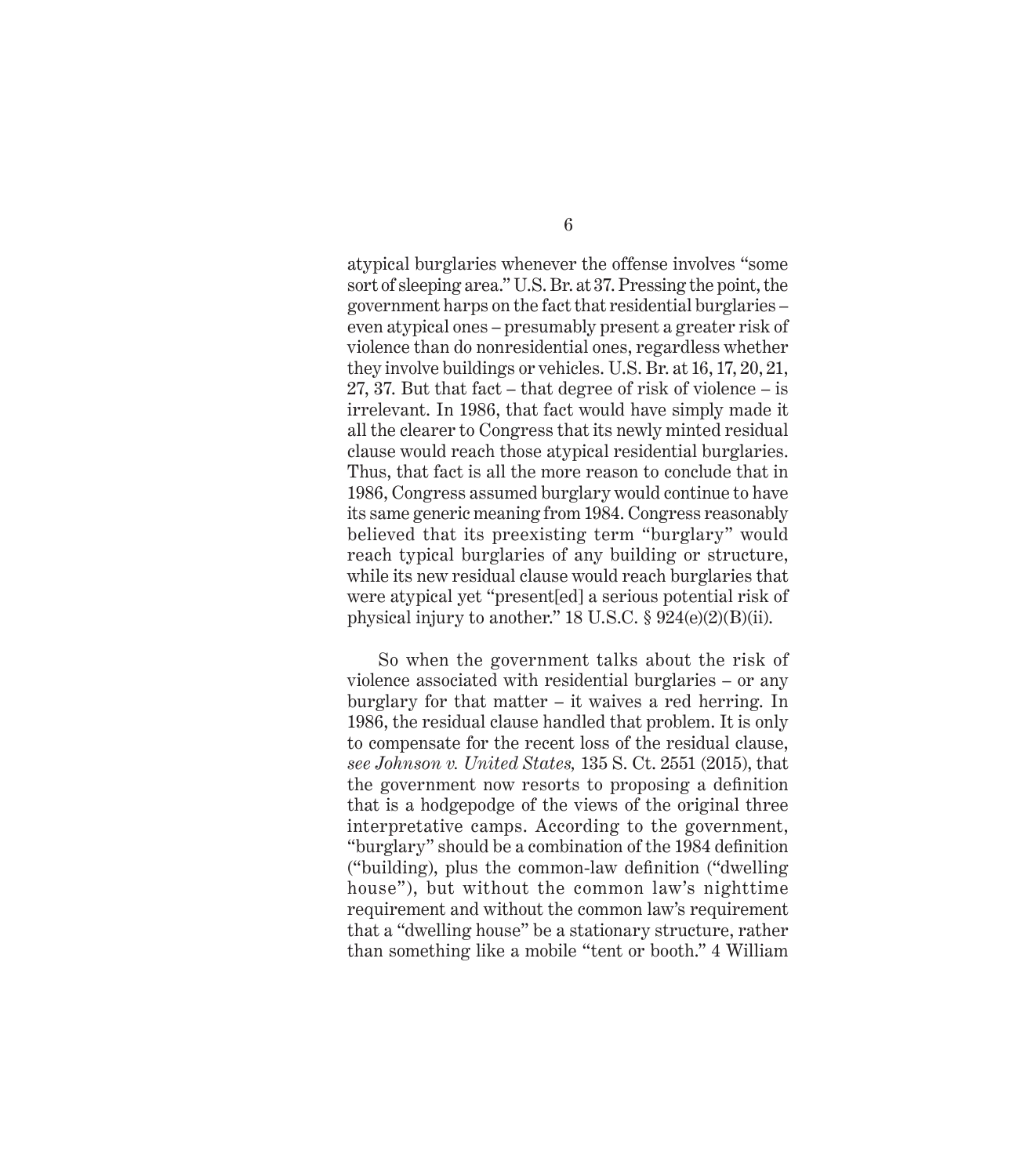atypical burglaries whenever the offense involves "some sort of sleeping area." U.S. Br. at 37. Pressing the point, the government harps on the fact that residential burglaries – even atypical ones – presumably present a greater risk of violence than do nonresidential ones, regardless whether they involve buildings or vehicles. U.S. Br. at 16, 17, 20, 21, 27, 37. But that fact – that degree of risk of violence – is irrelevant. In 1986, that fact would have simply made it all the clearer to Congress that its newly minted residual clause would reach those atypical residential burglaries. Thus, that fact is all the more reason to conclude that in 1986, Congress assumed burglary would continue to have its same generic meaning from 1984. Congress reasonably believed that its preexisting term "burglary" would reach typical burglaries of any building or structure, while its new residual clause would reach burglaries that were atypical yet "present[ed] a serious potential risk of physical injury to another." 18 U.S.C. § 924(e)(2)(B)(ii).

So when the government talks about the risk of violence associated with residential burglaries – or any burglary for that matter – it waives a red herring. In 1986, the residual clause handled that problem. It is only to compensate for the recent loss of the residual clause, *see Johnson v. United States,* 135 S. Ct. 2551 (2015), that the government now resorts to proposing a definition that is a hodgepodge of the views of the original three interpretative camps. According to the government, "burglary" should be a combination of the 1984 definition ("building), plus the common-law definition ("dwelling house"), but without the common law's nighttime requirement and without the common law's requirement that a "dwelling house" be a stationary structure, rather than something like a mobile "tent or booth." 4 William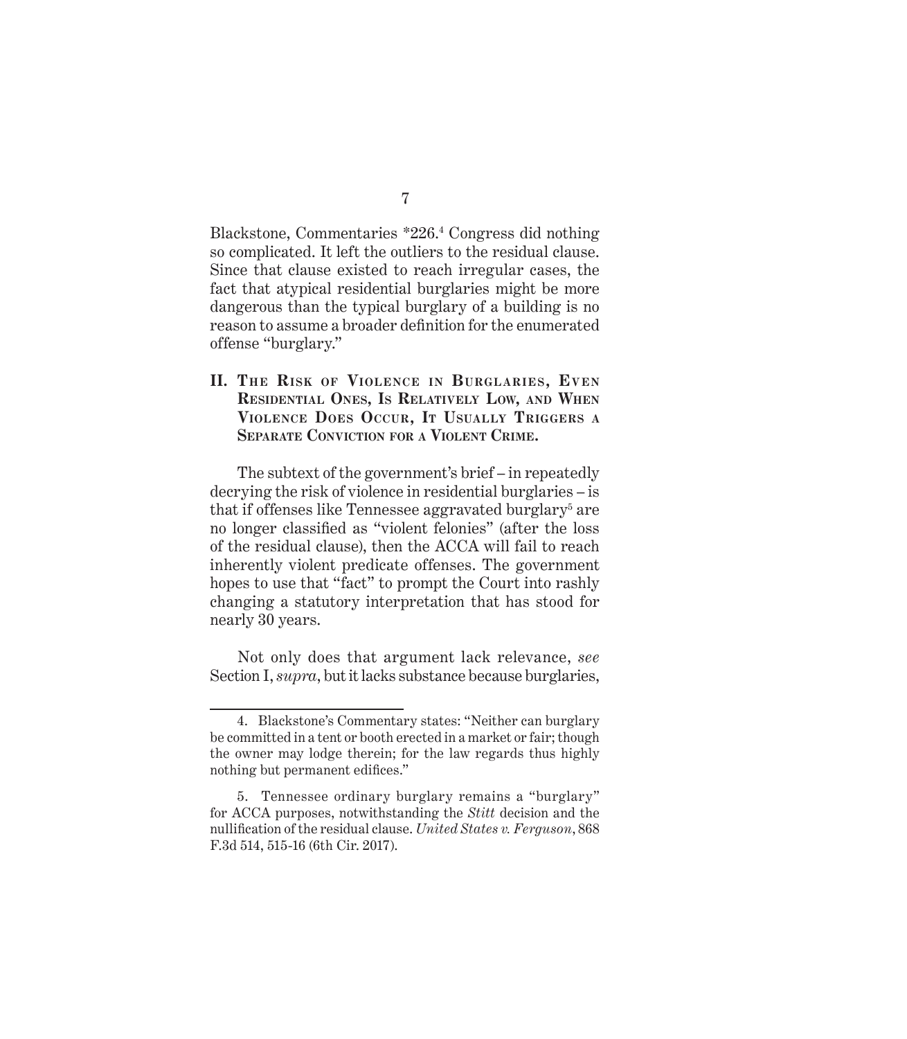Blackstone, Commentaries *226.[4] Congress did nothing so complicated. It left the outliers to the residual clause. Since that clause existed to reach irregular cases, the fact that atypical residential burglaries might be more dangerous than the typical burglary of a building is no reason to assume a broader definition for the enumerated offense "burglary."

## II. The Risk of Violence in Burglaries, Even Residential Ones, Is Relatively Low, and When Violence Does Occur, It Usually Triggers a Separate Conviction for a Violent Crime.

The subtext of the government's brief – in repeatedly decrying the risk of violence in residential burglaries – is that if offenses like Tennessee aggravated burglary[5] are no longer classified as "violent felonies" (after the loss of the residual clause), then the ACCA will fail to reach inherently violent predicate offenses. The government hopes to use that "fact" to prompt the Court into rashly changing a statutory interpretation that has stood for nearly 30 years.

Not only does that argument lack relevance, *see* Section I, *supra*, but it lacks substance because burglaries,

---

4. Blackstone's Commentary states: "Neither can burglary be committed in a tent or booth erected in a market or fair; though the owner may lodge therein; for the law regards thus highly nothing but permanent edifices."

5. Tennessee ordinary burglary remains a "burglary" for ACCA purposes, notwithstanding the *Stitt* decision and the nullification of the residual clause. *United States v. Ferguson*, 868 F.3d 514, 515-16 (6th Cir. 2017).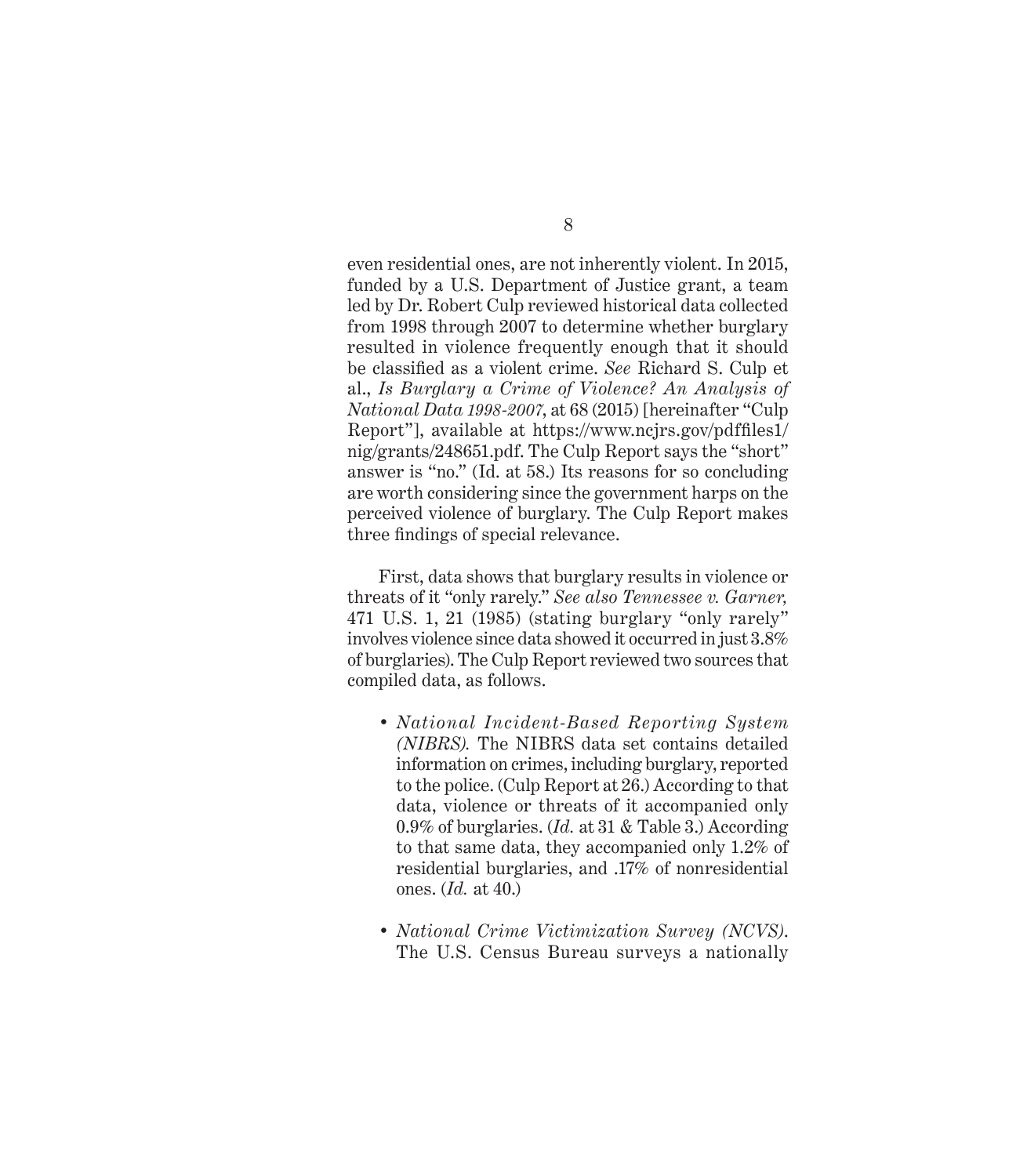even residential ones, are not inherently violent. In 2015, funded by a U.S. Department of Justice grant, a team led by Dr. Robert Culp reviewed historical data collected from 1998 through 2007 to determine whether burglary resulted in violence frequently enough that it should be classified as a violent crime. *See* Richard S. Culp et al., *Is Burglary a Crime of Violence? An Analysis of National Data 1998-2007*, at 68 (2015) [hereinafter "Culp Report"], available at https://www.ncjrs.gov/pdffiles1/nig/grants/248651.pdf. The Culp Report says the "short" answer is "no." (Id. at 58.) Its reasons for so concluding are worth considering since the government harps on the perceived violence of burglary. The Culp Report makes three findings of special relevance.

First, data shows that burglary results in violence or threats of it "only rarely." *See also Tennessee v. Garner,* 471 U.S. 1, 21 (1985) (stating burglary "only rarely" involves violence since data showed it occurred in just 3.8% of burglaries). The Culp Report reviewed two sources that compiled data, as follows.

- *National Incident-Based Reporting System (NIBRS).* The NIBRS data set contains detailed information on crimes, including burglary, reported to the police. (Culp Report at 26.) According to that data, violence or threats of it accompanied only 0.9% of burglaries. (*Id.* at 31 & Table 3.) According to that same data, they accompanied only 1.2% of residential burglaries, and .17% of nonresidential ones. (*Id.* at 40.)
- *National Crime Victimization Survey (NCVS).* The U.S. Census Bureau surveys a nationally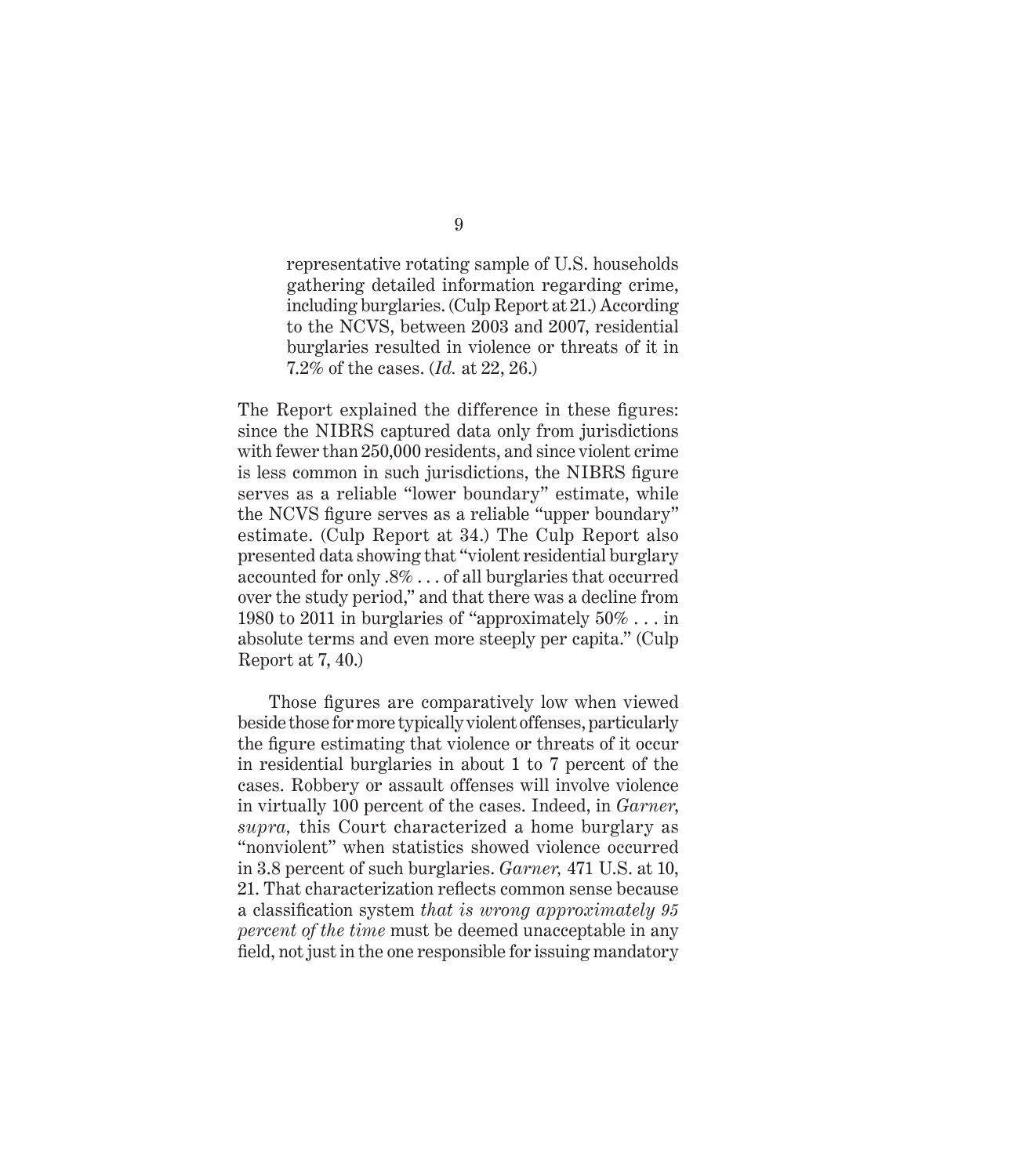> representative rotating sample of U.S. households gathering detailed information regarding crime, including burglaries. (Culp Report at 21.) According to the NCVS, between 2003 and 2007, residential burglaries resulted in violence or threats of it in 7.2% of the cases. (*Id.* at 22, 26.)

The Report explained the difference in these figures: since the NIBRS captured data only from jurisdictions with fewer than 250,000 residents, and since violent crime is less common in such jurisdictions, the NIBRS figure serves as a reliable "lower boundary" estimate, while the NCVS figure serves as a reliable "upper boundary" estimate. (Culp Report at 34.) The Culp Report also presented data showing that "violent residential burglary accounted for only .8% . . . of all burglaries that occurred over the study period," and that there was a decline from 1980 to 2011 in burglaries of "approximately 50% . . . in absolute terms and even more steeply per capita." (Culp Report at 7, 40.)

Those figures are comparatively low when viewed beside those for more typically violent offenses, particularly the figure estimating that violence or threats of it occur in residential burglaries in about 1 to 7 percent of the cases. Robbery or assault offenses will involve violence in virtually 100 percent of the cases. Indeed, in *Garner, supra,* this Court characterized a home burglary as "nonviolent" when statistics showed violence occurred in 3.8 percent of such burglaries. *Garner,* 471 U.S. at 10, 21. That characterization reflects common sense because a classification system *that is wrong approximately 95 percent of the time* must be deemed unacceptable in any field, not just in the one responsible for issuing mandatory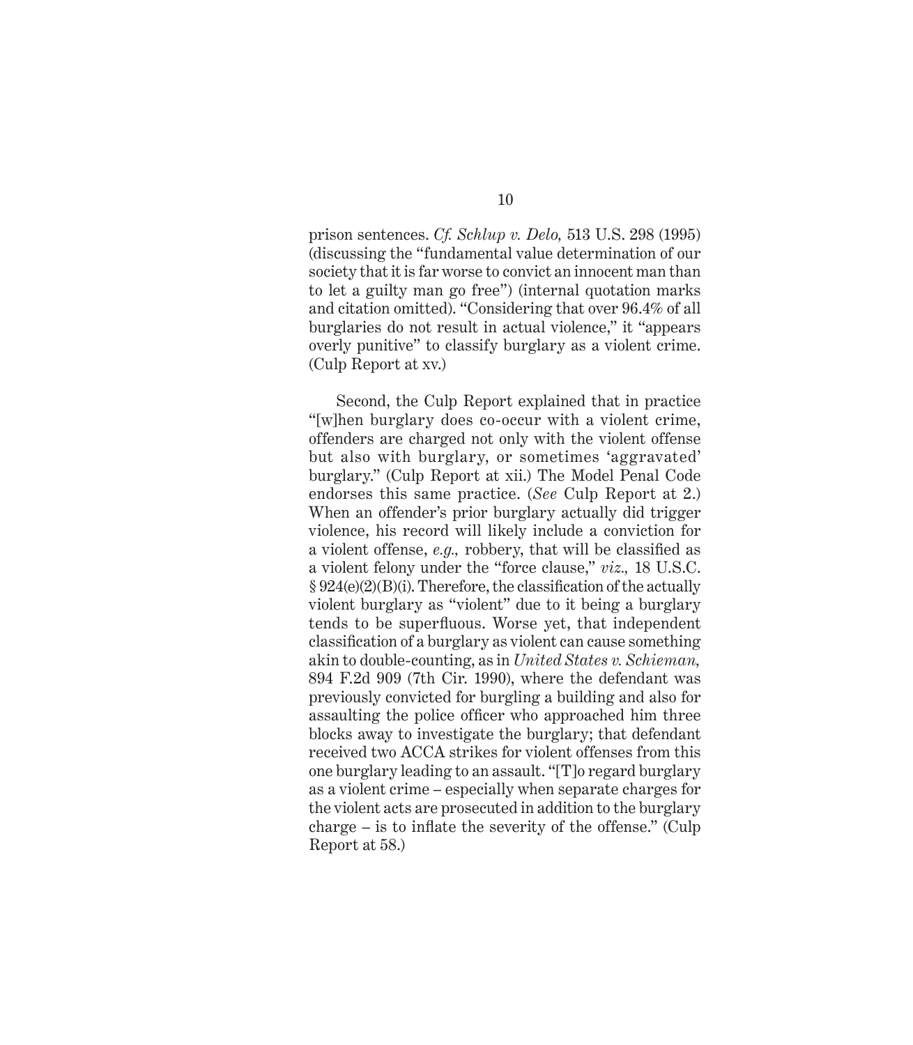prison sentences. *Cf. Schlup v. Delo,* 513 U.S. 298 (1995) (discussing the "fundamental value determination of our society that it is far worse to convict an innocent man than to let a guilty man go free") (internal quotation marks and citation omitted). "Considering that over 96.4% of all burglaries do not result in actual violence," it "appears overly punitive" to classify burglary as a violent crime. (Culp Report at xv.)

Second, the Culp Report explained that in practice "[w]hen burglary does co-occur with a violent crime, offenders are charged not only with the violent offense but also with burglary, or sometimes 'aggravated' burglary." (Culp Report at xii.) The Model Penal Code endorses this same practice. (*See* Culp Report at 2.) When an offender's prior burglary actually did trigger violence, his record will likely include a conviction for a violent offense, *e.g.,* robbery, that will be classified as a violent felony under the "force clause," *viz.,* 18 U.S.C. § 924(e)(2)(B)(i). Therefore, the classification of the actually violent burglary as "violent" due to it being a burglary tends to be superfluous. Worse yet, that independent classification of a burglary as violent can cause something akin to double-counting, as in *United States v. Schieman,* 894 F.2d 909 (7th Cir. 1990), where the defendant was previously convicted for burgling a building and also for assaulting the police officer who approached him three blocks away to investigate the burglary; that defendant received two ACCA strikes for violent offenses from this one burglary leading to an assault. "[T]o regard burglary as a violent crime – especially when separate charges for the violent acts are prosecuted in addition to the burglary charge – is to inflate the severity of the offense." (Culp Report at 58.)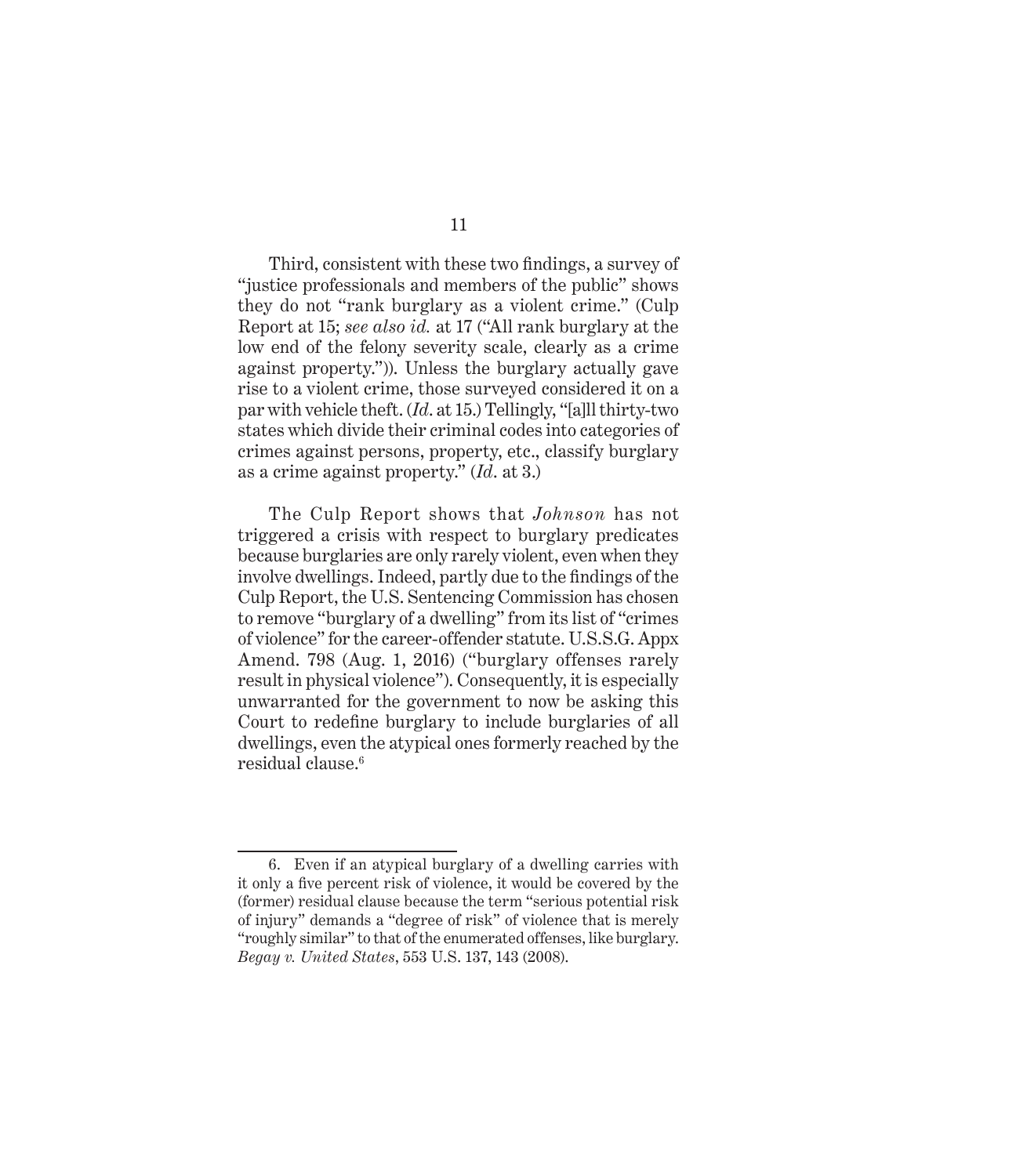Third, consistent with these two findings, a survey of "justice professionals and members of the public" shows they do not "rank burglary as a violent crime." (Culp Report at 15; *see also id.* at 17 ("All rank burglary at the low end of the felony severity scale, clearly as a crime against property.")). Unless the burglary actually gave rise to a violent crime, those surveyed considered it on a par with vehicle theft. (*Id.* at 15.) Tellingly, "[a]ll thirty-two states which divide their criminal codes into categories of crimes against persons, property, etc., classify burglary as a crime against property." (*Id.* at 3.)

The Culp Report shows that *Johnson* has not triggered a crisis with respect to burglary predicates because burglaries are only rarely violent, even when they involve dwellings. Indeed, partly due to the findings of the Culp Report, the U.S. Sentencing Commission has chosen to remove "burglary of a dwelling" from its list of "crimes of violence" for the career-offender statute. U.S.S.G. Appx Amend. 798 (Aug. 1, 2016) ("burglary offenses rarely result in physical violence"). Consequently, it is especially unwarranted for the government to now be asking this Court to redefine burglary to include burglaries of all dwellings, even the atypical ones formerly reached by the residual clause.[6]

---

6. Even if an atypical burglary of a dwelling carries with it only a five percent risk of violence, it would be covered by the (former) residual clause because the term "serious potential risk of injury" demands a "degree of risk" of violence that is merely "roughly similar" to that of the enumerated offenses, like burglary. *Begay v. United States*, 553 U.S. 137, 143 (2008).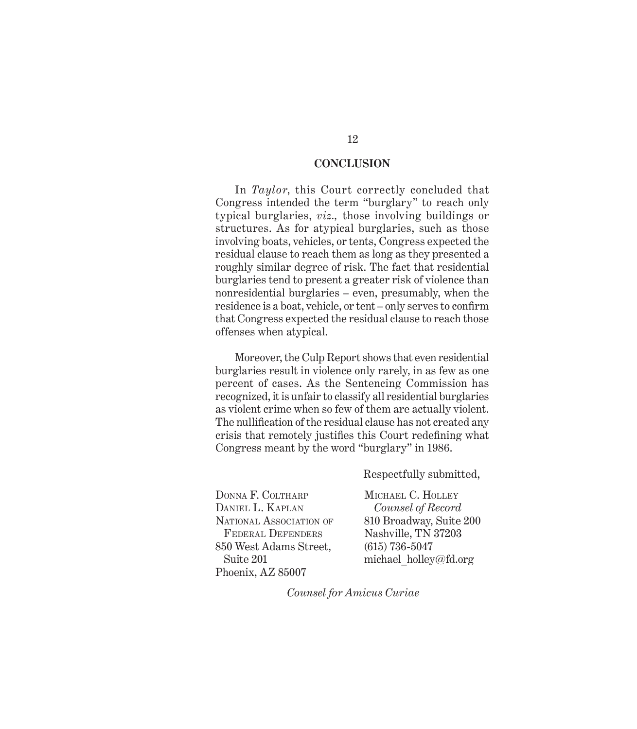## CONCLUSION

In *Taylor*, this Court correctly concluded that Congress intended the term "burglary" to reach only typical burglaries, *viz.*, those involving buildings or structures. As for atypical burglaries, such as those involving boats, vehicles, or tents, Congress expected the residual clause to reach them as long as they presented a roughly similar degree of risk. The fact that residential burglaries tend to present a greater risk of violence than nonresidential burglaries – even, presumably, when the residence is a boat, vehicle, or tent – only serves to confirm that Congress expected the residual clause to reach those offenses when atypical.

Moreover, the Culp Report shows that even residential burglaries result in violence only rarely, in as few as one percent of cases. As the Sentencing Commission has recognized, it is unfair to classify all residential burglaries as violent crime when so few of them are actually violent. The nullification of the residual clause has not created any crisis that remotely justifies this Court redefining what Congress meant by the word "burglary" in 1986.

Respectfully submitted,

Donna F. Coltharp
Daniel L. Kaplan
National Association of Federal Defenders
850 West Adams Street, Suite 201
Phoenix, AZ 85007

Michael C. Holley
*Counsel of Record*
810 Broadway, Suite 200
Nashville, TN 37203
(615) 736-5047
michael_holley@fd.org

*Counsel for Amicus Curiae*